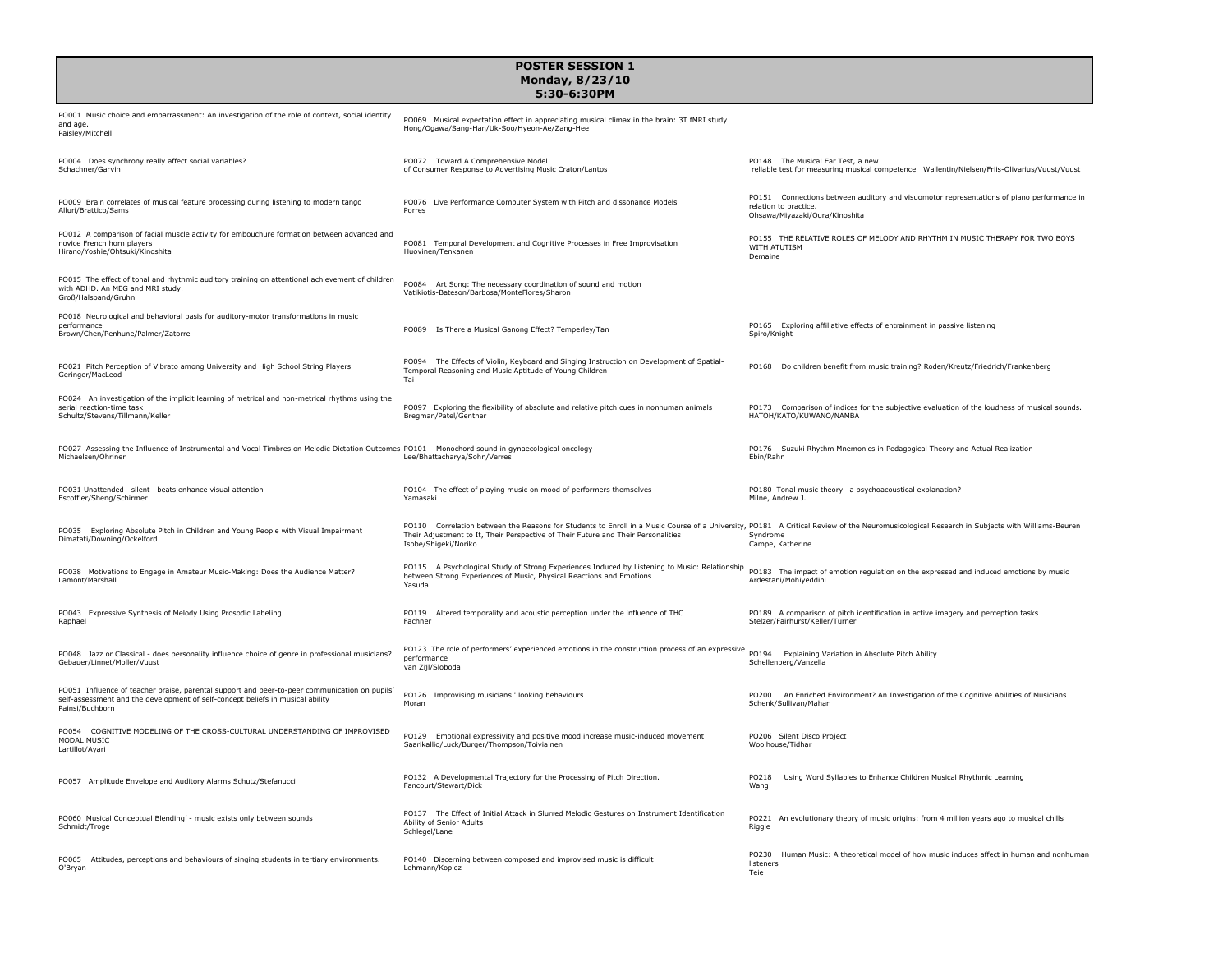# POSTER SESSION 1
## Monday, 8/23/10
## 5:30-6:30PM

PO001 Music choice and embarrassment: An investigation of the role of context, social identity and age.
Paisley/Mitchell

PO004 Does synchrony really affect social variables?
Schachner/Garvin

PO009 Brain correlates of musical feature processing during listening to modern tango
Alluri/Brattico/Sams

PO012 A comparison of facial muscle activity for embouchure formation between advanced and novice French horn players
Hirano/Yoshie/Ohtsuki/Kinoshita

PO015 The effect of tonal and rhythmic auditory training on attentional achievement of children with ADHD. An MEG and MRI study.
Groß/Halsband/Gruhn

PO018 Neurological and behavioral basis for auditory-motor transformations in music performance
Brown/Chen/Penhune/Palmer/Zatorre

PO021 Pitch Perception of Vibrato among University and High School String Players
Geringer/MacLeod

PO024 An investigation of the implicit learning of metrical and non-metrical rhythms using the serial reaction-time task
Schultz/Stevens/Tillmann/Keller

PO027 Assessing the Influence of Instrumental and Vocal Timbres on Melodic Dictation Outcomes
Michaelsen/Ohriner

PO031 Unattended silent beats enhance visual attention
Escoffier/Sheng/Schirmer

PO035 Exploring Absolute Pitch in Children and Young People with Visual Impairment
Dimatati/Downing/Ockelford

PO038 Motivations to Engage in Amateur Music-Making: Does the Audience Matter?
Lamont/Marshall

PO043 Expressive Synthesis of Melody Using Prosodic Labeling
Raphael

PO048 Jazz or Classical - does personality influence choice of genre in professional musicians?
Gebauer/Linnet/Moller/Vuust

PO051 Influence of teacher praise, parental support and peer-to-peer communication on pupils' self-assessment and the development of self-concept beliefs in musical ability
Painsi/Buchborn

PO054 COGNITIVE MODELING OF THE CROSS-CULTURAL UNDERSTANDING OF IMPROVISED MODAL MUSIC
Lartillot/Ayari

PO057 Amplitude Envelope and Auditory Alarms Schutz/Stefanucci

PO060 Musical Conceptual Blending' - music exists only between sounds
Schmidt/Troge

PO065 Attitudes, perceptions and behaviours of singing students in tertiary environments.
O'Bryan

PO069 Musical expectation effect in appreciating musical climax in the brain: 3T fMRI study
Hong/Ogawa/Sang-Han/Uk-Soo/Hyeon-Ae/Zang-Hee

PO072 Toward A Comprehensive Model of Consumer Response to Advertising Music Craton/Lantos

PO076 Live Performance Computer System with Pitch and dissonance Models
Porres

PO081 Temporal Development and Cognitive Processes in Free Improvisation
Huovinen/Tenkanen

PO084 Art Song: The necessary coordination of sound and motion
Vatikiotis-Bateson/Barbosa/MonteFlores/Sharon

PO089 Is There a Musical Ganong Effect? Temperley/Tan

PO094 The Effects of Violin, Keyboard and Singing Instruction on Development of Spatial-Temporal Reasoning and Music Aptitude of Young Children
Tai

PO097 Exploring the flexibility of absolute and relative pitch cues in nonhuman animals
Bregman/Patel/Gentner

PO101 Monochord sound in gynaecological oncology
Lee/Bhattacharya/Sohn/Verres

PO104 The effect of playing music on mood of performers themselves
Yamasaki

PO110 Correlation between the Reasons for Students to Enroll in a Music Course of a University, Their Adjustment to It, Their Perspective of Their Future and Their Personalities
Isobe/Shigeki/Noriko

PO115 A Psychological Study of Strong Experiences Induced by Listening to Music: Relationship between Strong Experiences of Music, Physical Reactions and Emotions
Yasuda

PO119 Altered temporality and acoustic perception under the influence of THC
Fachner

PO123 The role of performers' experienced emotions in the construction process of an expressive performance
van Zijl/Sloboda

PO126 Improvising musicians ' looking behaviours
Moran

PO129 Emotional expressivity and positive mood increase music-induced movement
Saarikallio/Luck/Burger/Thompson/Toiviainen

PO132 A Developmental Trajectory for the Processing of Pitch Direction.
Fancourt/Stewart/Dick

PO137 The Effect of Initial Attack in Slurred Melodic Gestures on Instrument Identification Ability of Senior Adults
Schlegel/Lane

PO140 Discerning between composed and improvised music is difficult
Lehmann/Kopiez

PO148 The Musical Ear Test, a new reliable test for measuring musical competence Wallentin/Nielsen/Friis-Olivarius/Vuust/Vuust

PO151 Connections between auditory and visuomotor representations of piano performance in relation to practice.
Ohsawa/Miyazaki/Oura/Kinoshita

PO155 THE RELATIVE ROLES OF MELODY AND RHYTHM IN MUSIC THERAPY FOR TWO BOYS WITH ATUTISM
Demaine

PO165 Exploring affiliative effects of entrainment in passive listening
Spiro/Knight

PO168 Do children benefit from music training? Roden/Kreutz/Friedrich/Frankenberg

PO173 Comparison of indices for the subjective evaluation of the loudness of musical sounds.
HATOH/KATO/KUWANO/NAMBA

PO176 Suzuki Rhythm Mnemonics in Pedagogical Theory and Actual Realization
Ebin/Rahn

PO180 Tonal music theory—a psychoacoustical explanation?
Milne, Andrew J.

PO181 A Critical Review of the Neuromusicological Research in Subjects with Williams-Beuren Syndrome
Campe, Katherine

PO183 The impact of emotion regulation on the expressed and induced emotions by music
Ardestani/Mohiyeddini

PO189 A comparison of pitch identification in active imagery and perception tasks
Stelzer/Fairhurst/Keller/Turner

PO194 Explaining Variation in Absolute Pitch Ability
Schellenberg/Vanzella

PO200 An Enriched Environment? An Investigation of the Cognitive Abilities of Musicians
Schenk/Sullivan/Mahar

PO206 Silent Disco Project
Woolhouse/Tidhar

PO218 Using Word Syllables to Enhance Children Musical Rhythmic Learning
Wang

PO221 An evolutionary theory of music origins: from 4 million years ago to musical chills
Riggle

PO230 Human Music: A theoretical model of how music induces affect in human and nonhuman listeners
Teie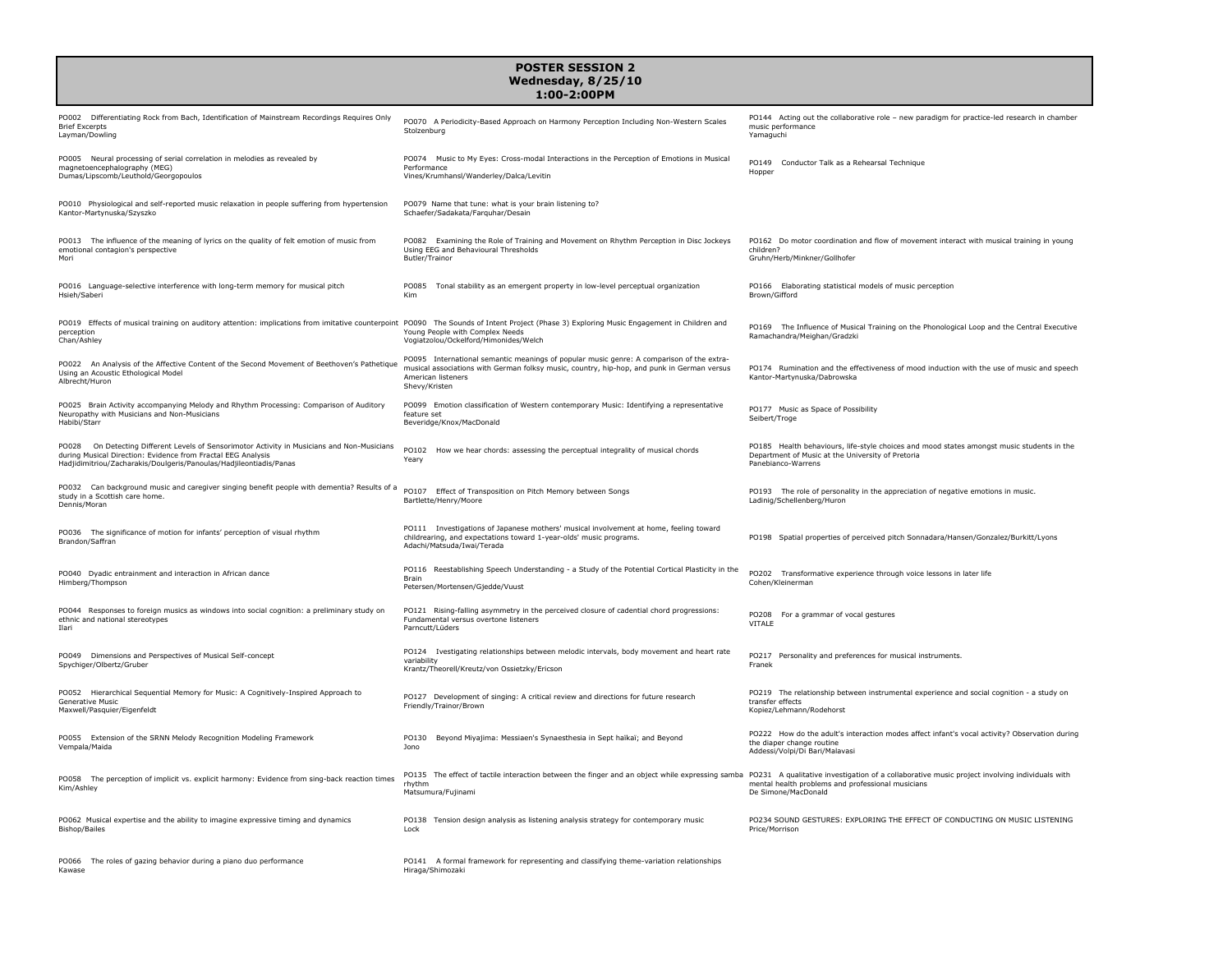# POSTER SESSION 2
## Wednesday, 8/25/10
## 1:00-2:00PM

PO002 Differentiating Rock from Bach, Identification of Mainstream Recordings Requires Only Brief Excerpts
Layman/Dowling

PO005 Neural processing of serial correlation in melodies as revealed by magnetoencephalography (MEG)
Dumas/Lipscomb/Leuthold/Georgopoulos

PO010 Physiological and self-reported music relaxation in people suffering from hypertension
Kantor-Martynuska/Szyszko

PO013 The influence of the meaning of lyrics on the quality of felt emotion of music from emotional contagion's perspective
Mori

PO016 Language-selective interference with long-term memory for musical pitch
Hsieh/Saberi

PO019 Effects of musical training on auditory attention: implications from imitative counterpoint perception
Chan/Ashley

PO022 An Analysis of the Affective Content of the Second Movement of Beethoven's Pathetique Using an Acoustic Ethological Model
Albrecht/Huron

PO025 Brain Activity accompanying Melody and Rhythm Processing: Comparison of Auditory Neuropathy with Musicians and Non-Musicians
Habibi/Starr

PO028 On Detecting Different Levels of Sensorimotor Activity in Musicians and Non-Musicians during Musical Direction: Evidence from Fractal EEG Analysis
Hadjidimitriou/Zacharakis/Doulgeris/Panoulas/Hadjileontiadis/Panas

PO032 Can background music and caregiver singing benefit people with dementia? Results of a study in a Scottish care home.
Dennis/Moran

PO036 The significance of motion for infants' perception of visual rhythm
Brandon/Saffran

PO040 Dyadic entrainment and interaction in African dance
Himberg/Thompson

PO044 Responses to foreign musics as windows into social cognition: a preliminary study on ethnic and national stereotypes
Ilari

PO049 Dimensions and Perspectives of Musical Self-concept
Spychiger/Olbertz/Gruber

PO052 Hierarchical Sequential Memory for Music: A Cognitively-Inspired Approach to Generative Music
Maxwell/Pasquier/Eigenfeldt

PO055 Extension of the SRNN Melody Recognition Modeling Framework
Vempala/Maida

PO058 The perception of implicit vs. explicit harmony: Evidence from sing-back reaction times
Kim/Ashley

PO062 Musical expertise and the ability to imagine expressive timing and dynamics
Bishop/Bailes

PO066 The roles of gazing behavior during a piano duo performance
Kawase

PO070 A Periodicity-Based Approach on Harmony Perception Including Non-Western Scales
Stolzenburg

PO074 Music to My Eyes: Cross-modal Interactions in the Perception of Emotions in Musical Performance
Vines/Krumhansl/Wanderley/Dalca/Levitin

PO079 Name that tune: what is your brain listening to?
Schaefer/Sadakata/Farquhar/Desain

PO082 Examining the Role of Training and Movement on Rhythm Perception in Disc Jockeys Using EEG and Behavioural Thresholds
Butler/Trainor

PO085 Tonal stability as an emergent property in low-level perceptual organization
Kim

PO090 The Sounds of Intent Project (Phase 3) Exploring Music Engagement in Children and Young People with Complex Needs
Vogiatzolou/Ockelford/Himonides/Welch

PO095 International semantic meanings of popular music genre: A comparison of the extra-musical associations with German folksy music, country, hip-hop, and punk in German versus American listeners
Shevy/Kristen

PO099 Emotion classification of Western contemporary Music: Identifying a representative feature set
Beveridge/Knox/MacDonald

PO102 How we hear chords: assessing the perceptual integrality of musical chords
Yeary

PO107 Effect of Transposition on Pitch Memory between Songs
Bartlette/Henry/Moore

PO111 Investigations of Japanese mothers' musical involvement at home, feeling toward childrearing, and expectations toward 1-year-olds' music programs.
Adachi/Matsuda/Iwai/Terada

PO116 Reestablishing Speech Understanding - a Study of the Potential Cortical Plasticity in the Brain
Petersen/Mortensen/Gjedde/Vuust

PO121 Rising-falling asymmetry in the perceived closure of cadential chord progressions: Fundamental versus overtone listeners
Parncutt/Lüders

PO124 Ivestigating relationships between melodic intervals, body movement and heart rate variability
Krantz/Theorell/Kreutz/von Ossietzky/Ericson

PO127 Development of singing: A critical review and directions for future research
Friendly/Trainor/Brown

PO130 Beyond Miyajima: Messiaen's Synaesthesia in Sept haïkaï; and Beyond
Jono

PO135 The effect of tactile interaction between the finger and an object while expressing samba rhythm
Matsumura/Fujinami

PO138 Tension design analysis as listening analysis strategy for contemporary music
Lock

PO141 A formal framework for representing and classifying theme-variation relationships
Hiraga/Shimozaki

PO144 Acting out the collaborative role – new paradigm for practice-led research in chamber music performance
Yamaguchi

PO149 Conductor Talk as a Rehearsal Technique
Hopper

PO162 Do motor coordination and flow of movement interact with musical training in young children?
Gruhn/Herb/Minkner/Gollhofer

PO166 Elaborating statistical models of music perception
Brown/Gifford

PO169 The Influence of Musical Training on the Phonological Loop and the Central Executive
Ramachandra/Meighan/Gradzki

PO174 Rumination and the effectiveness of mood induction with the use of music and speech
Kantor-Martynuska/Dabrowska

PO177 Music as Space of Possibility
Seibert/Troge

PO185 Health behaviours, life-style choices and mood states amongst music students in the Department of Music at the University of Pretoria
Panebianco-Warrens

PO193 The role of personality in the appreciation of negative emotions in music.
Ladinig/Schellenberg/Huron

PO198 Spatial properties of perceived pitch Sonnadara/Hansen/Gonzalez/Burkitt/Lyons

PO202 Transformative experience through voice lessons in later life
Cohen/Kleinerman

PO208 For a grammar of vocal gestures
VITALE

PO217 Personality and preferences for musical instruments.
Franek

PO219 The relationship between instrumental experience and social cognition - a study on transfer effects
Kopiez/Lehmann/Rodehorst

PO222 How do the adult's interaction modes affect infant's vocal activity? Observation during the diaper change routine
Addessi/Volpi/Di Bari/Malavasi

PO231 A qualitative investigation of a collaborative music project involving individuals with mental health problems and professional musicians
De Simone/MacDonald

PO234 SOUND GESTURES: EXPLORING THE EFFECT OF CONDUCTING ON MUSIC LISTENING
Price/Morrison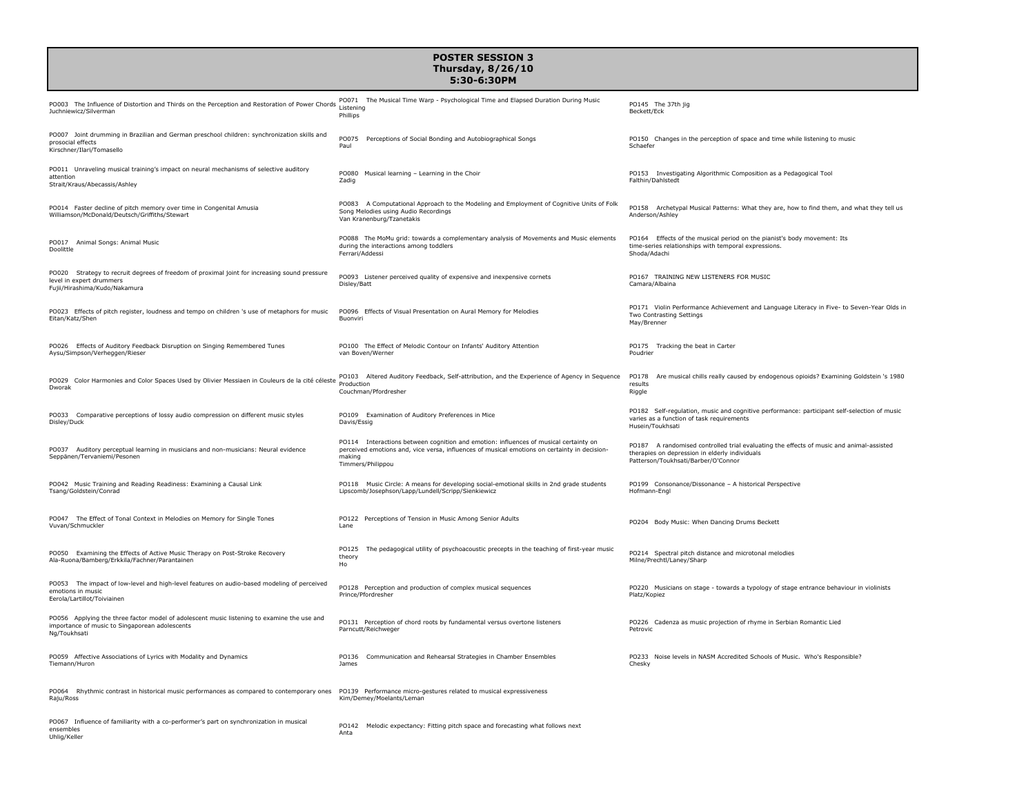# POSTER SESSION 3
## Thursday, 8/26/10
## 5:30-6:30PM

PO003 The Influence of Distortion and Thirds on the Perception and Restoration of Power Chords
Juchniewicz/Silverman

PO007 Joint drumming in Brazilian and German preschool children: synchronization skills and prosocial effects
Kirschner/Ilari/Tomasello

PO011 Unraveling musical training's impact on neural mechanisms of selective auditory attention
Strait/Kraus/Abecassis/Ashley

PO014 Faster decline of pitch memory over time in Congenital Amusia
Williamson/McDonald/Deutsch/Griffiths/Stewart

PO017 Animal Songs: Animal Music
Doolittle

PO020 Strategy to recruit degrees of freedom of proximal joint for increasing sound pressure level in expert drummers
Fujii/Hirashima/Kudo/Nakamura

PO023 Effects of pitch register, loudness and tempo on children 's use of metaphors for music
Eitan/Katz/Shen

PO026 Effects of Auditory Feedback Disruption on Singing Remembered Tunes
Aysu/Simpson/Verheggen/Rieser

PO029 Color Harmonies and Color Spaces Used by Olivier Messiaen in Couleurs de la cité céleste
Dworak

PO033 Comparative perceptions of lossy audio compression on different music styles
Disley/Duck

PO037 Auditory perceptual learning in musicians and non-musicians: Neural evidence
Seppänen/Tervaniemi/Pesonen

PO042 Music Training and Reading Readiness: Examining a Causal Link
Tsang/Goldstein/Conrad

PO047 The Effect of Tonal Context in Melodies on Memory for Single Tones
Vuvan/Schmuckler

PO050 Examining the Effects of Active Music Therapy on Post-Stroke Recovery
Ala-Ruona/Bamberg/Erkkila/Fachner/Parantainen

PO053 The impact of low-level and high-level features on audio-based modeling of perceived emotions in music
Eerola/Lartillot/Toiviainen

PO056 Applying the three factor model of adolescent music listening to examine the use and importance of music to Singaporean adolescents
Ng/Toukhsati

PO059 Affective Associations of Lyrics with Modality and Dynamics
Tiemann/Huron

PO064 Rhythmic contrast in historical music performances as compared to contemporary ones
Raju/Ross

PO067 Influence of familiarity with a co-performer's part on synchronization in musical ensembles
Uhlig/Keller

PO071 The Musical Time Warp - Psychological Time and Elapsed Duration During Music Listening
Phillips

PO075 Perceptions of Social Bonding and Autobiographical Songs
Paul

PO080 Musical learning – Learning in the Choir
Zadig

PO083 A Computational Approach to the Modeling and Employment of Cognitive Units of Folk Song Melodies using Audio Recordings
Van Kranenburg/Tzanetakis

PO088 The MoMu grid: towards a complementary analysis of Movements and Music elements during the interactions among toddlers
Ferrari/Addessi

PO093 Listener perceived quality of expensive and inexpensive cornets
Disley/Batt

PO096 Effects of Visual Presentation on Aural Memory for Melodies
Buonviri

PO100 The Effect of Melodic Contour on Infants' Auditory Attention
van Boven/Werner

PO103 Altered Auditory Feedback, Self-attribution, and the Experience of Agency in Sequence Production
Couchman/Pfordresher

PO109 Examination of Auditory Preferences in Mice
Davis/Essig

PO114 Interactions between cognition and emotion: influences of musical certainty on perceived emotions and, vice versa, influences of musical emotions on certainty in decision-making
Timmers/Philippou

PO118 Music Circle: A means for developing social-emotional skills in 2nd grade students
Lipscomb/Josephson/Lapp/Lundell/Scripp/Sienkiewicz

PO122 Perceptions of Tension in Music Among Senior Adults
Lane

PO125 The pedagogical utility of psychoacoustic precepts in the teaching of first-year music theory
Ho

PO128 Perception and production of complex musical sequences
Prince/Pfordresher

PO131 Perception of chord roots by fundamental versus overtone listeners
Parncutt/Reichweger

PO136 Communication and Rehearsal Strategies in Chamber Ensembles
James

PO139 Performance micro-gestures related to musical expressiveness
Kim/Demey/Moelants/Leman

PO142 Melodic expectancy: Fitting pitch space and forecasting what follows next
Anta

PO145 The 37th jig
Beckett/Eck

PO150 Changes in the perception of space and time while listening to music
Schaefer

PO153 Investigating Algorithmic Composition as a Pedagogical Tool
Falthin/Dahlstedt

PO158 Archetypal Musical Patterns: What they are, how to find them, and what they tell us
Anderson/Ashley

PO164 Effects of the musical period on the pianist's body movement: Its time-series relationships with temporal expressions.
Shoda/Adachi

PO167 TRAINING NEW LISTENERS FOR MUSIC
Camara/Albaina

PO171 Violin Performance Achievement and Language Literacy in Five- to Seven-Year Olds in Two Contrasting Settings
May/Brenner

PO175 Tracking the beat in Carter
Poudrier

PO178 Are musical chills really caused by endogenous opioids? Examining Goldstein 's 1980 results
Riggle

PO182 Self-regulation, music and cognitive performance: participant self-selection of music varies as a function of task requirements
Husein/Toukhsati

PO187 A randomised controlled trial evaluating the effects of music and animal-assisted therapies on depression in elderly individuals
Patterson/Toukhsati/Barber/O'Connor

PO199 Consonance/Dissonance – A historical Perspective
Hofmann-Engl

PO204 Body Music: When Dancing Drums Beckett

PO214 Spectral pitch distance and microtonal melodies
Milne/Prechtl/Laney/Sharp

PO220 Musicians on stage - towards a typology of stage entrance behaviour in violinists
Platz/Kopiez

PO226 Cadenza as music projection of rhyme in Serbian Romantic Lied
Petrovic

PO233 Noise levels in NASM Accredited Schools of Music. Who's Responsible?
Chesky